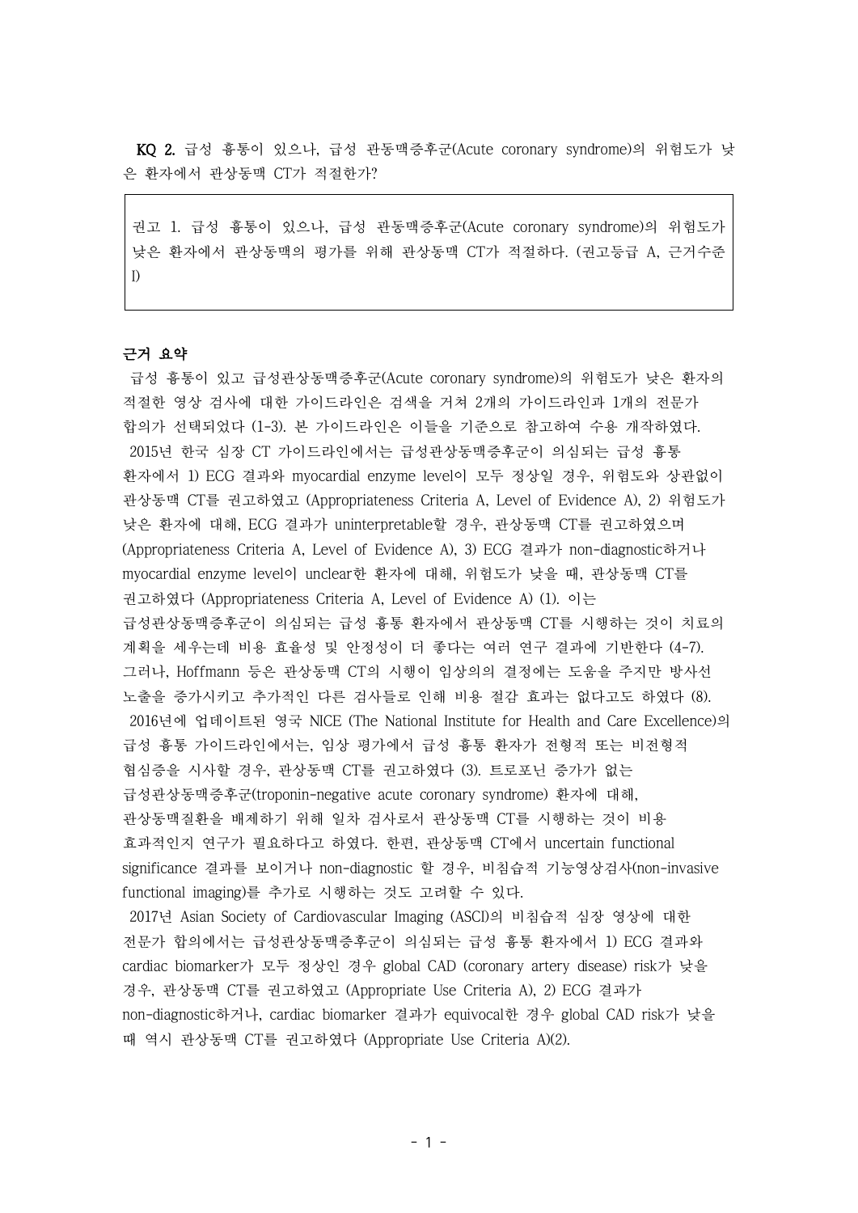**KQ 2.** 급성 흉통이 있으나, 급성 관동맥증후군(Acute coronary syndrome)의 위험도가 낮은 환자에서 관상동맥 CT가 적절한가?

> 권고 1. 급성 흉통이 있으나, 급성 관동맥증후군(Acute coronary syndrome)의 위험도가 낮은 환자에서 관상동맥의 평가를 위해 관상동맥 CT가 적절하다. (권고등급 A, 근거수준 I)

**근거 요약**

급성 흉통이 있고 급성관상동맥증후군(Acute coronary syndrome)의 위험도가 낮은 환자의 적절한 영상 검사에 대한 가이드라인은 검색을 거쳐 2개의 가이드라인과 1개의 전문가 합의가 선택되었다 (1-3). 본 가이드라인은 이들을 기준으로 참고하여 수용 개작하였다.

2015년 한국 심장 CT 가이드라인에서는 급성관상동맥증후군이 의심되는 급성 흉통 환자에서 1) ECG 결과와 myocardial enzyme level이 모두 정상일 경우, 위험도와 상관없이 관상동맥 CT를 권고하였고 (Appropriateness Criteria A, Level of Evidence A), 2) 위험도가 낮은 환자에 대해, ECG 결과가 uninterpretable할 경우, 관상동맥 CT를 권고하였으며 (Appropriateness Criteria A, Level of Evidence A), 3) ECG 결과가 non-diagnostic하거나 myocardial enzyme level이 unclear한 환자에 대해, 위험도가 낮을 때, 관상동맥 CT를 권고하였다 (Appropriateness Criteria A, Level of Evidence A) (1). 이는 급성관상동맥증후군이 의심되는 급성 흉통 환자에서 관상동맥 CT를 시행하는 것이 치료의 계획을 세우는데 비용 효율성 및 안정성이 더 좋다는 여러 연구 결과에 기반한다 (4-7). 그러나, Hoffmann 등은 관상동맥 CT의 시행이 임상의의 결정에는 도움을 주지만 방사선 노출을 증가시키고 추가적인 다른 검사들로 인해 비용 절감 효과는 없다고도 하였다 (8).

2016년에 업데이트된 영국 NICE (The National Institute for Health and Care Excellence)의 급성 흉통 가이드라인에서는, 임상 평가에서 급성 흉통 환자가 전형적 또는 비전형적 협심증을 시사할 경우, 관상동맥 CT를 권고하였다 (3). 트로포닌 증가가 없는 급성관상동맥증후군(troponin-negative acute coronary syndrome) 환자에 대해, 관상동맥질환을 배제하기 위해 일차 검사로서 관상동맥 CT를 시행하는 것이 비용 효과적인지 연구가 필요하다고 하였다. 한편, 관상동맥 CT에서 uncertain functional significance 결과를 보이거나 non-diagnostic 할 경우, 비침습적 기능영상검사(non-invasive functional imaging)를 추가로 시행하는 것도 고려할 수 있다.

2017년 Asian Society of Cardiovascular Imaging (ASCI)의 비침습적 심장 영상에 대한 전문가 합의에서는 급성관상동맥증후군이 의심되는 급성 흉통 환자에서 1) ECG 결과와 cardiac biomarker가 모두 정상인 경우 global CAD (coronary artery disease) risk가 낮을 경우, 관상동맥 CT를 권고하였고 (Appropriate Use Criteria A), 2) ECG 결과가 non-diagnostic하거나, cardiac biomarker 결과가 equivocal한 경우 global CAD risk가 낮을 때 역시 관상동맥 CT를 권고하였다 (Appropriate Use Criteria A)(2).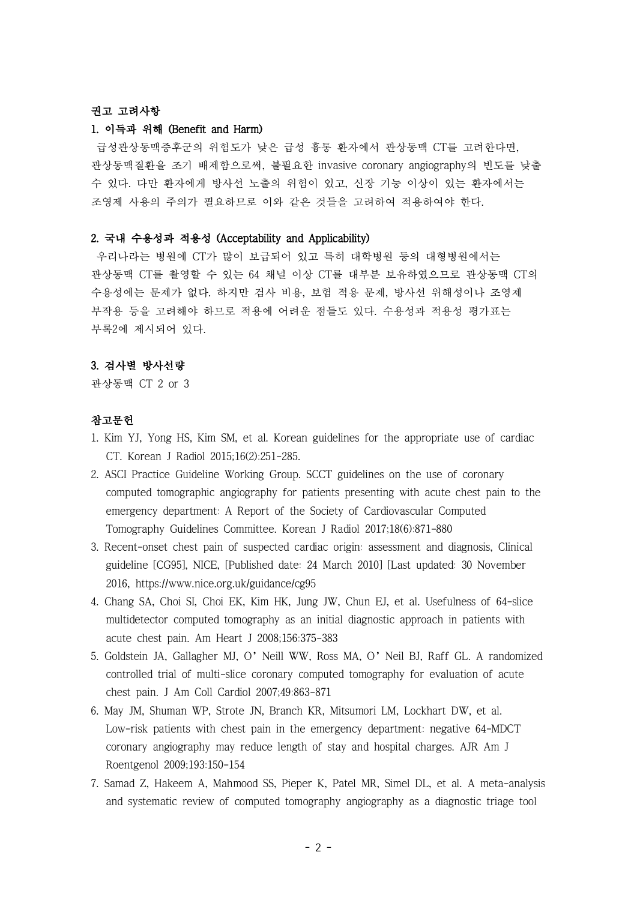**권고 고려사항**

**1. 이득과 위해 (Benefit and Harm)**

급성관상동맥증후군의 위험도가 낮은 급성 흉통 환자에서 관상동맥 CT를 고려한다면, 관상동맥질환을 조기 배제함으로써, 불필요한 invasive coronary angiography의 빈도를 낮출 수 있다. 다만 환자에게 방사선 노출의 위험이 있고, 신장 기능 이상이 있는 환자에서는 조영제 사용의 주의가 필요하므로 이와 같은 것들을 고려하여 적용하여야 한다.

**2. 국내 수용성과 적용성 (Acceptability and Applicability)**

우리나라는 병원에 CT가 많이 보급되어 있고 특히 대학병원 등의 대형병원에서는 관상동맥 CT를 촬영할 수 있는 64 채널 이상 CT를 대부분 보유하였으므로 관상동맥 CT의 수용성에는 문제가 없다. 하지만 검사 비용, 보험 적용 문제, 방사선 위해성이나 조영제 부작용 등을 고려해야 하므로 적용에 어려운 점들도 있다. 수용성과 적용성 평가표는 부록2에 제시되어 있다.

**3. 검사별 방사선량**

관상동맥 CT 2 or 3

**참고문헌**

1. Kim YJ, Yong HS, Kim SM, et al. Korean guidelines for the appropriate use of cardiac CT. Korean J Radiol 2015;16(2):251-285.
2. ASCI Practice Guideline Working Group. SCCT guidelines on the use of coronary computed tomographic angiography for patients presenting with acute chest pain to the emergency department: A Report of the Society of Cardiovascular Computed Tomography Guidelines Committee. Korean J Radiol 2017;18(6):871-880
3. Recent-onset chest pain of suspected cardiac origin: assessment and diagnosis, Clinical guideline [CG95], NICE, [Published date: 24 March 2010] [Last updated: 30 November 2016, https://www.nice.org.uk/guidance/cg95
4. Chang SA, Choi SI, Choi EK, Kim HK, Jung JW, Chun EJ, et al. Usefulness of 64-slice multidetector computed tomography as an initial diagnostic approach in patients with acute chest pain. Am Heart J 2008;156:375-383
5. Goldstein JA, Gallagher MJ, O'Neill WW, Ross MA, O'Neil BJ, Raff GL. A randomized controlled trial of multi-slice coronary computed tomography for evaluation of acute chest pain. J Am Coll Cardiol 2007;49:863-871
6. May JM, Shuman WP, Strote JN, Branch KR, Mitsumori LM, Lockhart DW, et al. Low-risk patients with chest pain in the emergency department: negative 64-MDCT coronary angiography may reduce length of stay and hospital charges. AJR Am J Roentgenol 2009;193:150-154
7. Samad Z, Hakeem A, Mahmood SS, Pieper K, Patel MR, Simel DL, et al. A meta-analysis and systematic review of computed tomography angiography as a diagnostic triage tool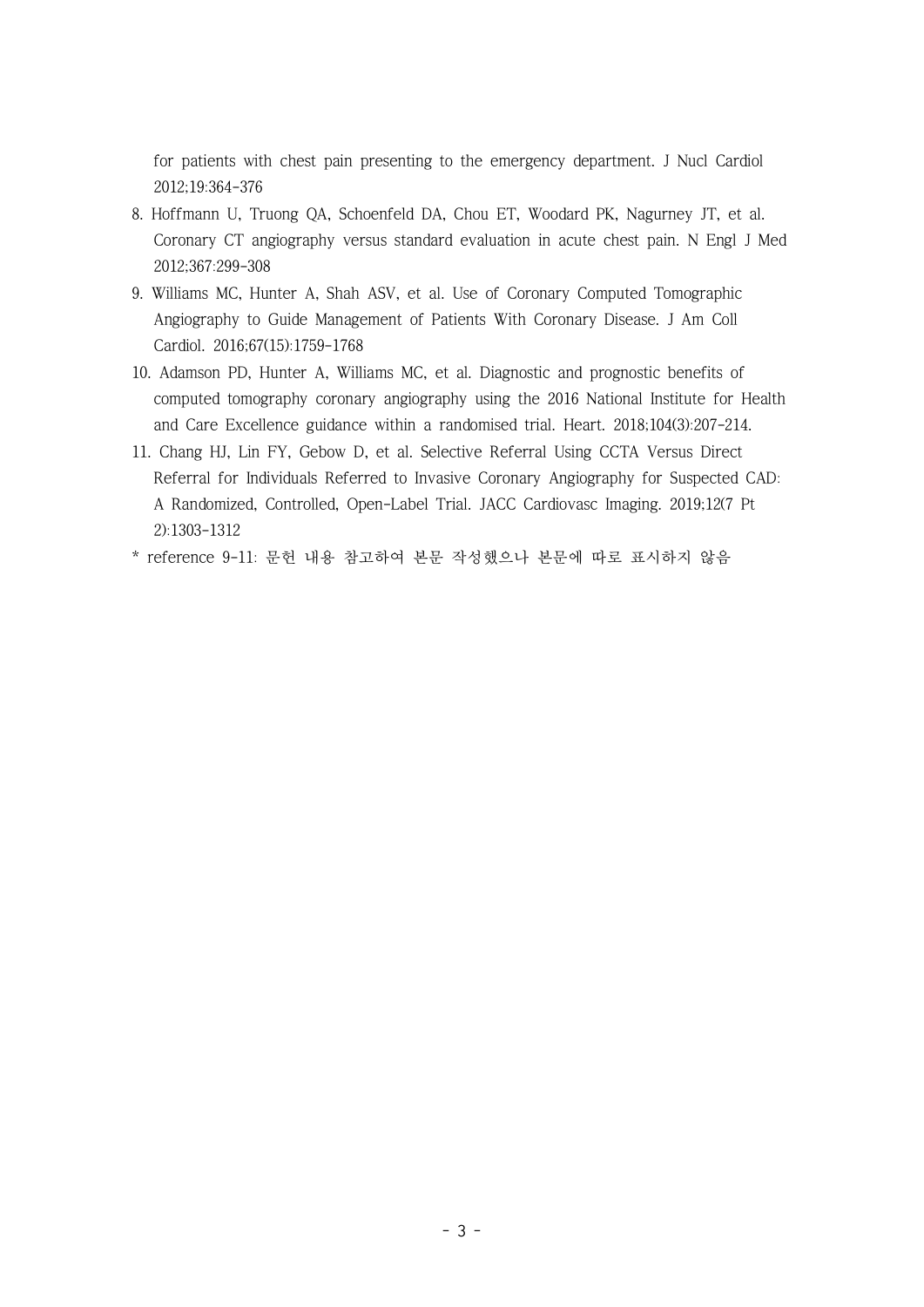for patients with chest pain presenting to the emergency department. J Nucl Cardiol 2012;19:364-376

8. Hoffmann U, Truong QA, Schoenfeld DA, Chou ET, Woodard PK, Nagurney JT, et al. Coronary CT angiography versus standard evaluation in acute chest pain. N Engl J Med 2012;367:299-308
9. Williams MC, Hunter A, Shah ASV, et al. Use of Coronary Computed Tomographic Angiography to Guide Management of Patients With Coronary Disease. J Am Coll Cardiol. 2016;67(15):1759-1768
10. Adamson PD, Hunter A, Williams MC, et al. Diagnostic and prognostic benefits of computed tomography coronary angiography using the 2016 National Institute for Health and Care Excellence guidance within a randomised trial. Heart. 2018;104(3):207-214.
11. Chang HJ, Lin FY, Gebow D, et al. Selective Referral Using CCTA Versus Direct Referral for Individuals Referred to Invasive Coronary Angiography for Suspected CAD: A Randomized, Controlled, Open-Label Trial. JACC Cardiovasc Imaging. 2019;12(7 Pt 2):1303-1312

* reference 9-11: 문헌 내용 참고하여 본문 작성했으나 본문에 따로 표시하지 않음